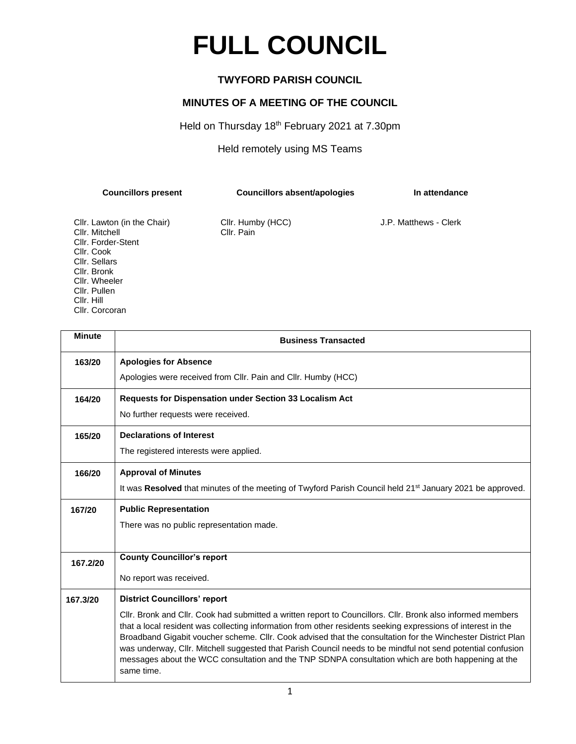# FULL COUNCIL

## TWYFORD PARISH COUNCIL

### MINUTES OF A MEETING OF THE COUNCIL

Held on Thursday 18th February 2021 at 7.30pm

Held remotely using MS Teams

| Councillors present | Councillors absent/apologies | In attendance |
|---|---|---|
| Cllr. Lawton (in the Chair)<br>Cllr. Mitchell<br>Cllr. Forder-Stent<br>Cllr. Cook<br>Cllr. Sellars<br>Cllr. Bronk<br>Cllr. Wheeler<br>Cllr. Pullen<br>Cllr. Hill<br>Cllr. Corcoran | Cllr. Humby (HCC)<br>Cllr. Pain | J.P. Matthews - Clerk |

| Minute | Business Transacted |
|---|---|
| 163/20 | **Apologies for Absence**<br>Apologies were received from Cllr. Pain and Cllr. Humby (HCC) |
| 164/20 | **Requests for Dispensation under Section 33 Localism Act**<br>No further requests were received. |
| 165/20 | **Declarations of Interest**<br>The registered interests were applied. |
| 166/20 | **Approval of Minutes**<br>It was **Resolved** that minutes of the meeting of Twyford Parish Council held 21st January 2021 be approved. |
| 167/20 | **Public Representation**<br>There was no public representation made. |
| 167.2/20 | **County Councillor's report**<br>No report was received. |
| 167.3/20 | **District Councillors' report**<br>Cllr. Bronk and Cllr. Cook had submitted a written report to Councillors. Cllr. Bronk also informed members that a local resident was collecting information from other residents seeking expressions of interest in the Broadband Gigabit voucher scheme. Cllr. Cook advised that the consultation for the Winchester District Plan was underway, Cllr. Mitchell suggested that Parish Council needs to be mindful not send potential confusion messages about the WCC consultation and the TNP SDNPA consultation which are both happening at the same time. |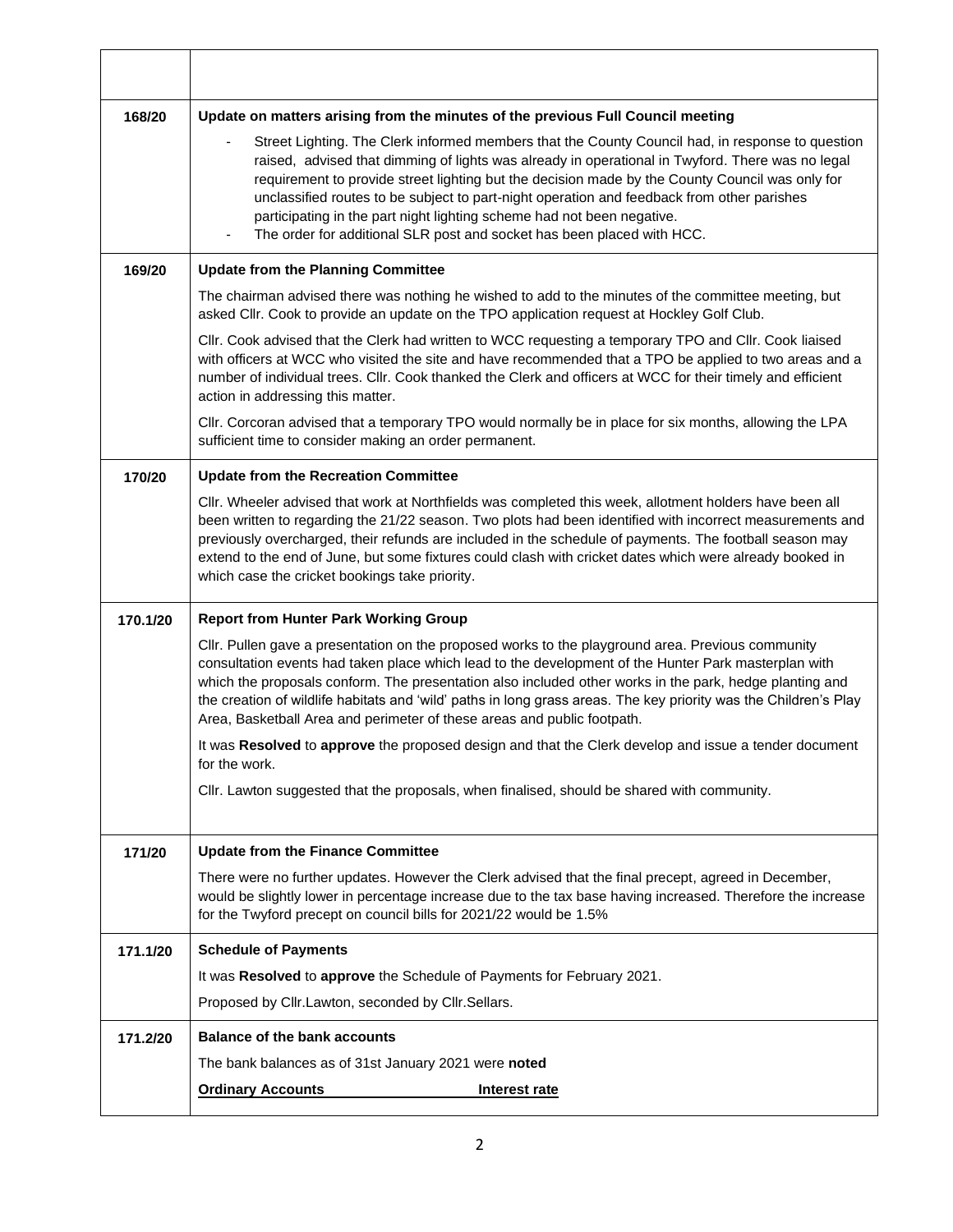| | |
|---|---|
| | |
| **168/20** | **Update on matters arising from the minutes of the previous Full Council meeting**<br>- Street Lighting. The Clerk informed members that the County Council had, in response to question raised, advised that dimming of lights was already in operational in Twyford. There was no legal requirement to provide street lighting but the decision made by the County Council was only for unclassified routes to be subject to part-night operation and feedback from other parishes participating in the part night lighting scheme had not been negative.<br>- The order for additional SLR post and socket has been placed with HCC. |
| **169/20** | **Update from the Planning Committee**<br>The chairman advised there was nothing he wished to add to the minutes of the committee meeting, but asked Cllr. Cook to provide an update on the TPO application request at Hockley Golf Club.<br>Cllr. Cook advised that the Clerk had written to WCC requesting a temporary TPO and Cllr. Cook liaised with officers at WCC who visited the site and have recommended that a TPO be applied to two areas and a number of individual trees. Cllr. Cook thanked the Clerk and officers at WCC for their timely and efficient action in addressing this matter.<br>Cllr. Corcoran advised that a temporary TPO would normally be in place for six months, allowing the LPA sufficient time to consider making an order permanent. |
| **170/20** | **Update from the Recreation Committee**<br>Cllr. Wheeler advised that work at Northfields was completed this week, allotment holders have been all been written to regarding the 21/22 season. Two plots had been identified with incorrect measurements and previously overcharged, their refunds are included in the schedule of payments. The football season may extend to the end of June, but some fixtures could clash with cricket dates which were already booked in which case the cricket bookings take priority. |
| **170.1/20** | **Report from Hunter Park Working Group**<br>Cllr. Pullen gave a presentation on the proposed works to the playground area. Previous community consultation events had taken place which lead to the development of the Hunter Park masterplan with which the proposals conform. The presentation also included other works in the park, hedge planting and the creation of wildlife habitats and 'wild' paths in long grass areas. The key priority was the Children's Play Area, Basketball Area and perimeter of these areas and public footpath.<br>It was **Resolved** to **approve** the proposed design and that the Clerk develop and issue a tender document for the work.<br>Cllr. Lawton suggested that the proposals, when finalised, should be shared with community. |
| **171/20** | **Update from the Finance Committee**<br>There were no further updates. However the Clerk advised that the final precept, agreed in December, would be slightly lower in percentage increase due to the tax base having increased. Therefore the increase for the Twyford precept on council bills for 2021/22 would be 1.5% |
| **171.1/20** | **Schedule of Payments**<br>It was **Resolved** to **approve** the Schedule of Payments for February 2021.<br>Proposed by Cllr.Lawton, seconded by Cllr.Sellars. |
| **171.2/20** | **Balance of the bank accounts**<br>The bank balances as of 31st January 2021 were **noted**<br>**Ordinary Accounts** **Interest rate** |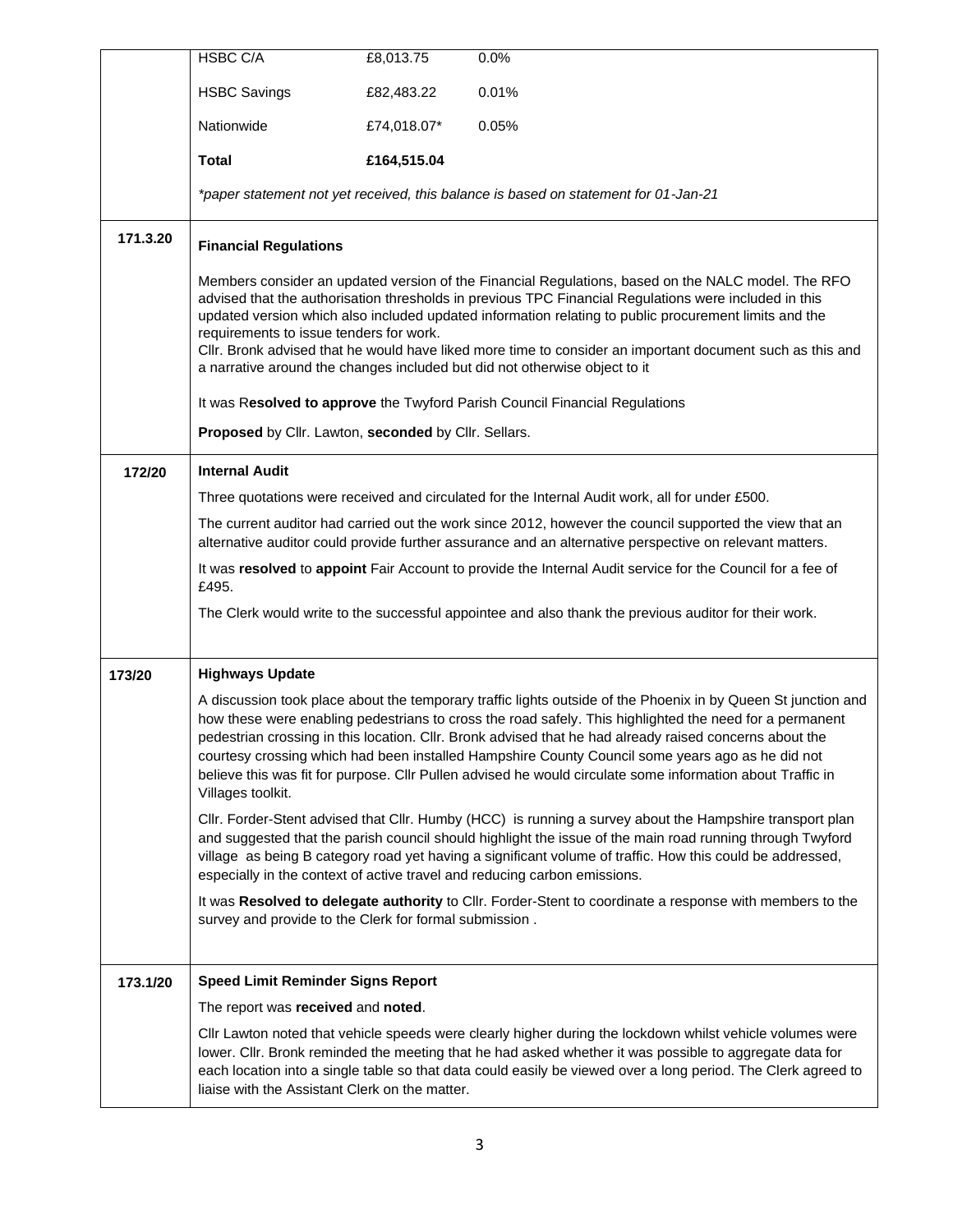| | | | |
|---|---|---|---|
| | HSBC C/A | £8,013.75 | 0.0% |
| | HSBC Savings | £82,483.22 | 0.01% |
| | Nationwide | £74,018.07* | 0.05% |
| | **Total** | **£164,515.04** | |

*\*paper statement not yet received, this balance is based on statement for 01-Jan-21*

**171.3.20**

**Financial Regulations**

Members consider an updated version of the Financial Regulations, based on the NALC model. The RFO advised that the authorisation thresholds in previous TPC Financial Regulations were included in this updated version which also included updated information relating to public procurement limits and the requirements to issue tenders for work.
Cllr. Bronk advised that he would have liked more time to consider an important document such as this and a narrative around the changes included but did not otherwise object to it

It was R**esolved to approve** the Twyford Parish Council Financial Regulations

**Proposed** by Cllr. Lawton, **seconded** by Cllr. Sellars.

**172/20**

**Internal Audit**

Three quotations were received and circulated for the Internal Audit work, all for under £500.

The current auditor had carried out the work since 2012, however the council supported the view that an alternative auditor could provide further assurance and an alternative perspective on relevant matters.

It was **resolved** to **appoint** Fair Account to provide the Internal Audit service for the Council for a fee of £495.

The Clerk would write to the successful appointee and also thank the previous auditor for their work.

**173/20**

**Highways Update**

A discussion took place about the temporary traffic lights outside of the Phoenix in by Queen St junction and how these were enabling pedestrians to cross the road safely. This highlighted the need for a permanent pedestrian crossing in this location. Cllr. Bronk advised that he had already raised concerns about the courtesy crossing which had been installed Hampshire County Council some years ago as he did not believe this was fit for purpose. Cllr Pullen advised he would circulate some information about Traffic in Villages toolkit.

Cllr. Forder-Stent advised that Cllr. Humby (HCC) is running a survey about the Hampshire transport plan and suggested that the parish council should highlight the issue of the main road running through Twyford village as being B category road yet having a significant volume of traffic. How this could be addressed, especially in the context of active travel and reducing carbon emissions.

It was **Resolved to delegate authority** to Cllr. Forder-Stent to coordinate a response with members to the survey and provide to the Clerk for formal submission .

**173.1/20**

**Speed Limit Reminder Signs Report**

The report was **received** and **noted**.

Cllr Lawton noted that vehicle speeds were clearly higher during the lockdown whilst vehicle volumes were lower. Cllr. Bronk reminded the meeting that he had asked whether it was possible to aggregate data for each location into a single table so that data could easily be viewed over a long period. The Clerk agreed to liaise with the Assistant Clerk on the matter.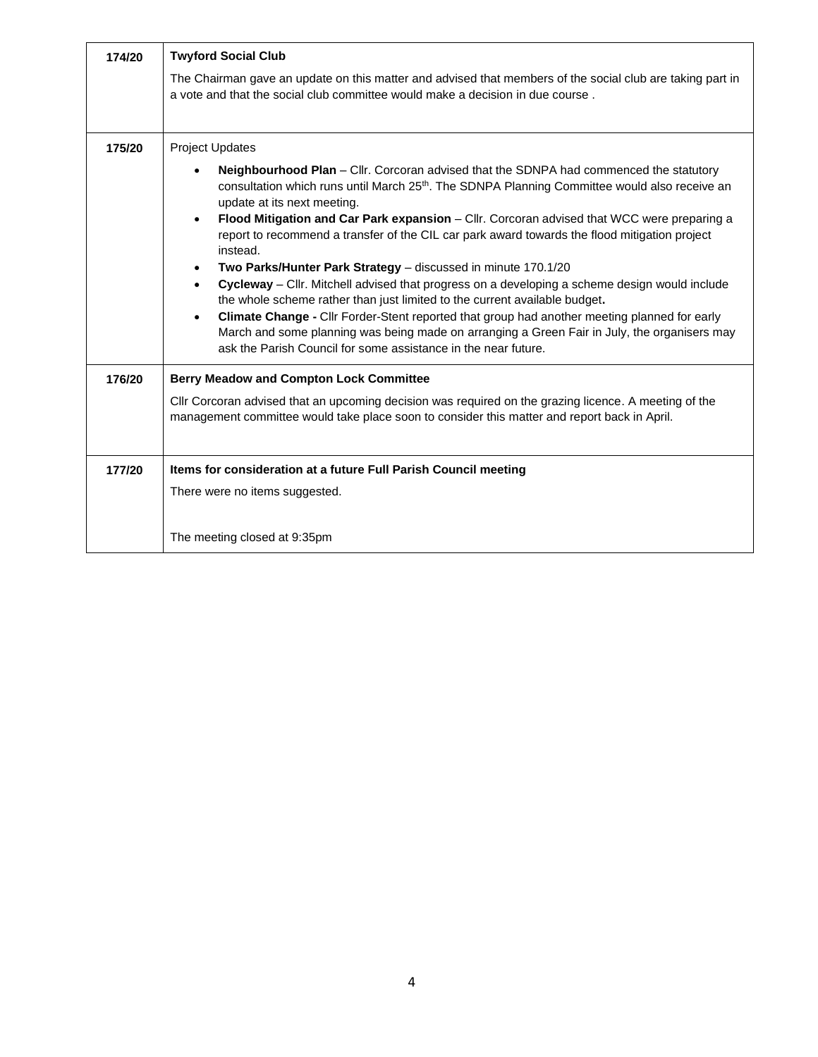| | |
|---|---|
| **174/20** | **Twyford Social Club**<br><br>The Chairman gave an update on this matter and advised that members of the social club are taking part in a vote and that the social club committee would make a decision in due course . |
| **175/20** | Project Updates<br><br>• **Neighbourhood Plan** – Cllr. Corcoran advised that the SDNPA had commenced the statutory consultation which runs until March 25th. The SDNPA Planning Committee would also receive an update at its next meeting.<br>• **Flood Mitigation and Car Park expansion** – Cllr. Corcoran advised that WCC were preparing a report to recommend a transfer of the CIL car park award towards the flood mitigation project instead.<br>• **Two Parks/Hunter Park Strategy** – discussed in minute 170.1/20<br>• **Cycleway** – Cllr. Mitchell advised that progress on a developing a scheme design would include the whole scheme rather than just limited to the current available budget**.**<br>• **Climate Change -** Cllr Forder-Stent reported that group had another meeting planned for early March and some planning was being made on arranging a Green Fair in July, the organisers may ask the Parish Council for some assistance in the near future. |
| **176/20** | **Berry Meadow and Compton Lock Committee**<br><br>Cllr Corcoran advised that an upcoming decision was required on the grazing licence. A meeting of the management committee would take place soon to consider this matter and report back in April. |
| **177/20** | **Items for consideration at a future Full Parish Council meeting**<br><br>There were no items suggested.<br><br>The meeting closed at 9:35pm |